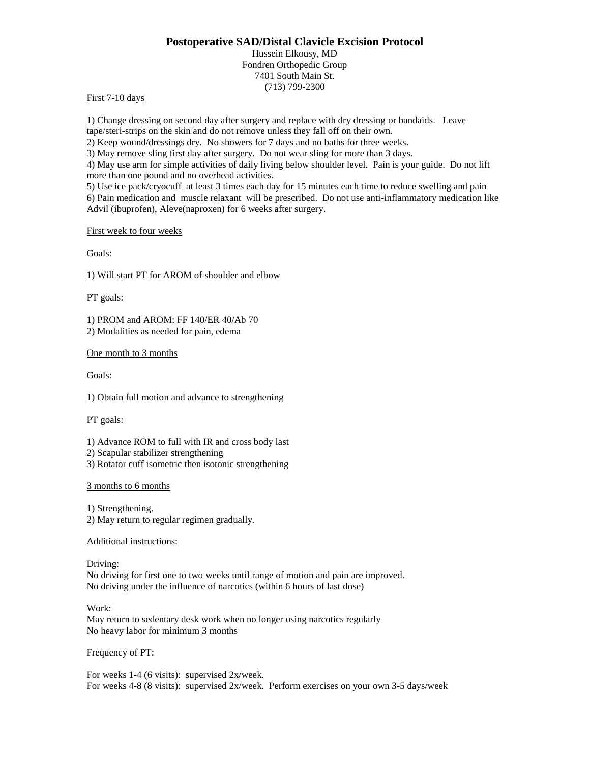# Postoperative SAD/Distal Clavicle Excision Protocol

Hussein Elkousy, MD
Fondren Orthopedic Group
7401 South Main St.
(713) 799-2300

<u>First 7-10 days</u>

1) Change dressing on second day after surgery and replace with dry dressing or bandaids. Leave tape/steri-strips on the skin and do not remove unless they fall off on their own.
2) Keep wound/dressings dry. No showers for 7 days and no baths for three weeks.
3) May remove sling first day after surgery. Do not wear sling for more than 3 days.
4) May use arm for simple activities of daily living below shoulder level. Pain is your guide. Do not lift more than one pound and no overhead activities.
5) Use ice pack/cryocuff at least 3 times each day for 15 minutes each time to reduce swelling and pain
6) Pain medication and muscle relaxant will be prescribed. Do not use anti-inflammatory medication like Advil (ibuprofen), Aleve(naproxen) for 6 weeks after surgery.

<u>First week to four weeks</u>

Goals:

1) Will start PT for AROM of shoulder and elbow

PT goals:

1) PROM and AROM: FF 140/ER 40/Ab 70
2) Modalities as needed for pain, edema

<u>One month to 3 months</u>

Goals:

1) Obtain full motion and advance to strengthening

PT goals:

1) Advance ROM to full with IR and cross body last
2) Scapular stabilizer strengthening
3) Rotator cuff isometric then isotonic strengthening

<u>3 months to 6 months</u>

1) Strengthening.
2) May return to regular regimen gradually.

Additional instructions:

Driving:
No driving for first one to two weeks until range of motion and pain are improved.
No driving under the influence of narcotics (within 6 hours of last dose)

Work:
May return to sedentary desk work when no longer using narcotics regularly
No heavy labor for minimum 3 months

Frequency of PT:

For weeks 1-4 (6 visits): supervised 2x/week.
For weeks 4-8 (8 visits): supervised 2x/week. Perform exercises on your own 3-5 days/week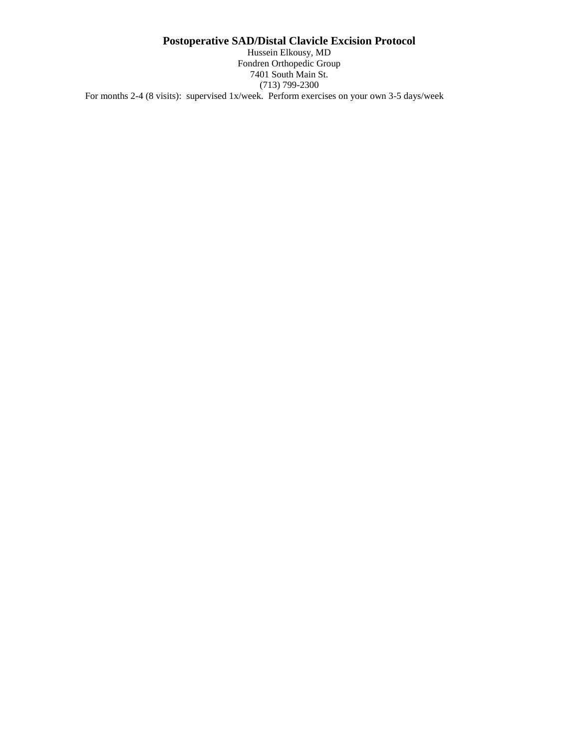# Postoperative SAD/Distal Clavicle Excision Protocol

Hussein Elkousy, MD
Fondren Orthopedic Group
7401 South Main St.
(713) 799-2300

For months 2-4 (8 visits): supervised 1x/week. Perform exercises on your own 3-5 days/week